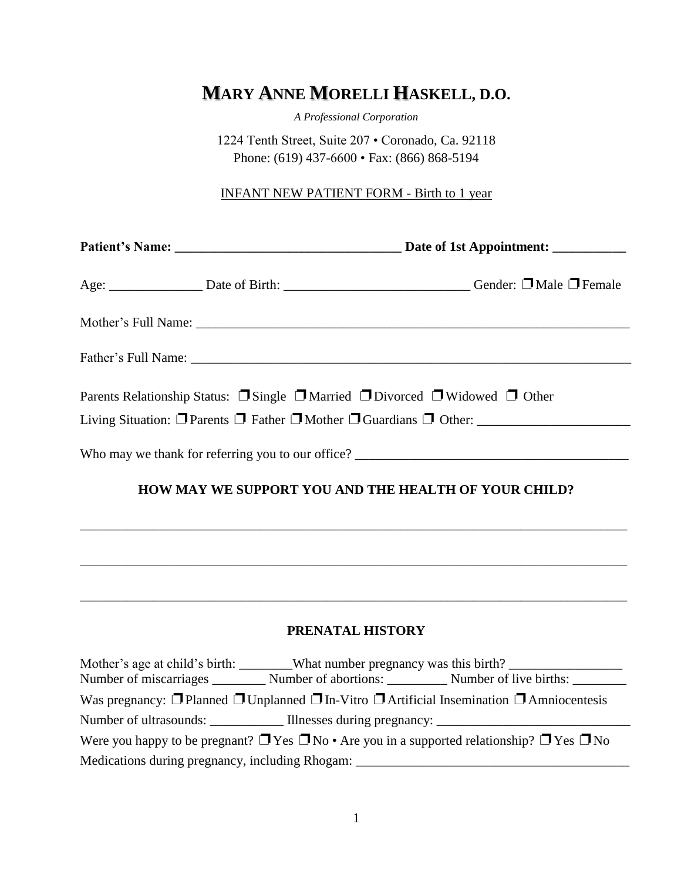# MARY ANNE MORELLI HASKELL, D.O.

*A Professional Corporation*

1224 Tenth Street, Suite 207 • Coronado, Ca. 92118
Phone: (619) 437-6600 • Fax: (866) 868-5194

INFANT NEW PATIENT FORM - Birth to 1 year

**Patient's Name: __________________________________ Date of 1st Appointment: ___________**

Age: ______________ Date of Birth: ____________________________ Gender: ❐ Male ❐ Female

Mother's Full Name: ____________________________________________________________________

Father's Full Name: _____________________________________________________________________

Parents Relationship Status: ❐ Single ❐ Married ❐ Divorced ❐ Widowed ❐ Other

Living Situation: ❐ Parents ❐ Father ❐ Mother ❐ Guardians ❐ Other: _______________________

Who may we thank for referring you to our office? _________________________________________

## HOW MAY WE SUPPORT YOU AND THE HEALTH OF YOUR CHILD?

___________________________________________________________________________________

___________________________________________________________________________________

___________________________________________________________________________________

## PRENATAL HISTORY

Mother's age at child's birth: ________What number pregnancy was this birth? _________________
Number of miscarriages ________ Number of abortions: _________ Number of live births: ________

Was pregnancy: ❐ Planned ❐ Unplanned ❐ In-Vitro ❐ Artificial Insemination ❐ Amniocentesis

Number of ultrasounds: ___________ Illnesses during pregnancy: ______________________________

Were you happy to be pregnant? ❐ Yes ❐ No • Are you in a supported relationship? ❐ Yes ❐ No

Medications during pregnancy, including Rhogam: _________________________________________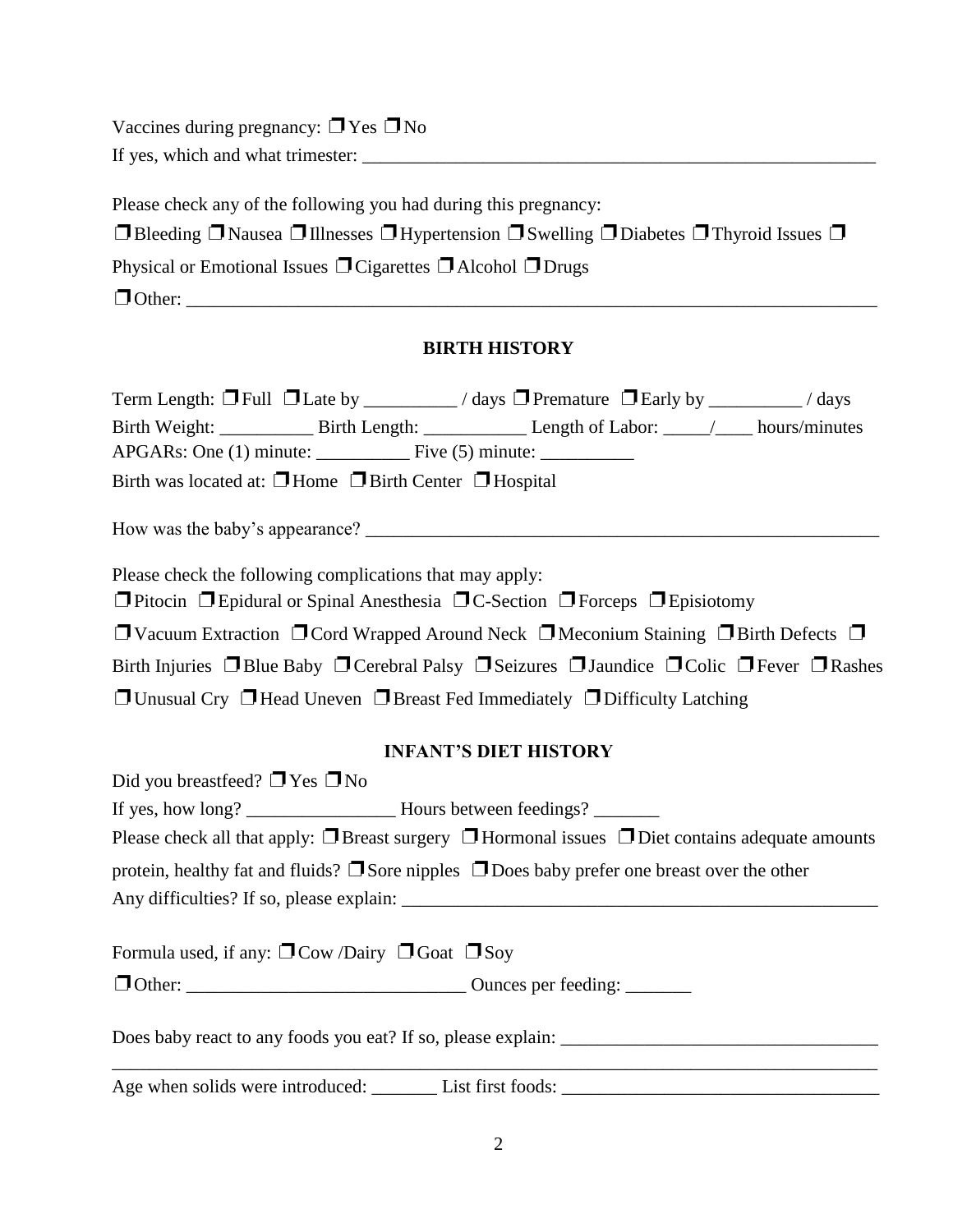Vaccines during pregnancy: ❒ Yes ❒ No

If yes, which and what trimester: _______________________________________________________

Please check any of the following you had during this pregnancy:

❒ Bleeding ❒ Nausea ❒ Illnesses ❒ Hypertension ❒ Swelling ❒ Diabetes ❒ Thyroid Issues ❒ Physical or Emotional Issues ❒ Cigarettes ❒ Alcohol ❒ Drugs

❒ Other: ________________________________________________________________________

## BIRTH HISTORY

Term Length: ❒ Full ❒ Late by __________ / days ❒ Premature ❒ Early by __________ / days

Birth Weight: __________ Birth Length: ___________ Length of Labor: _____/____ hours/minutes

APGARs: One (1) minute: __________ Five (5) minute: __________

Birth was located at: ❒ Home ❒ Birth Center ❒ Hospital

How was the baby's appearance? ___________________________________________________

Please check the following complications that may apply:

❒ Pitocin ❒ Epidural or Spinal Anesthesia ❒ C-Section ❒ Forceps ❒ Episiotomy

❒ Vacuum Extraction ❒ Cord Wrapped Around Neck ❒ Meconium Staining ❒ Birth Defects ❒ Birth Injuries ❒ Blue Baby ❒ Cerebral Palsy ❒ Seizures ❒ Jaundice ❒ Colic ❒ Fever ❒ Rashes

❒ Unusual Cry ❒ Head Uneven ❒ Breast Fed Immediately ❒ Difficulty Latching

## INFANT'S DIET HISTORY

Did you breastfeed? ❒ Yes ❒ No

If yes, how long? ________________ Hours between feedings? _______

Please check all that apply: ❒ Breast surgery ❒ Hormonal issues ❒ Diet contains adequate amounts protein, healthy fat and fluids? ❒ Sore nipples ❒ Does baby prefer one breast over the other

Any difficulties? If so, please explain: _____________________________________________________

Formula used, if any: ❒ Cow /Dairy ❒ Goat ❒ Soy

❒ Other: ______________________________ Ounces per feeding: _______

Does baby react to any foods you eat? If so, please explain: _________________________________

_________________________________________________________________________________

Age when solids were introduced: _______ List first foods: _________________________________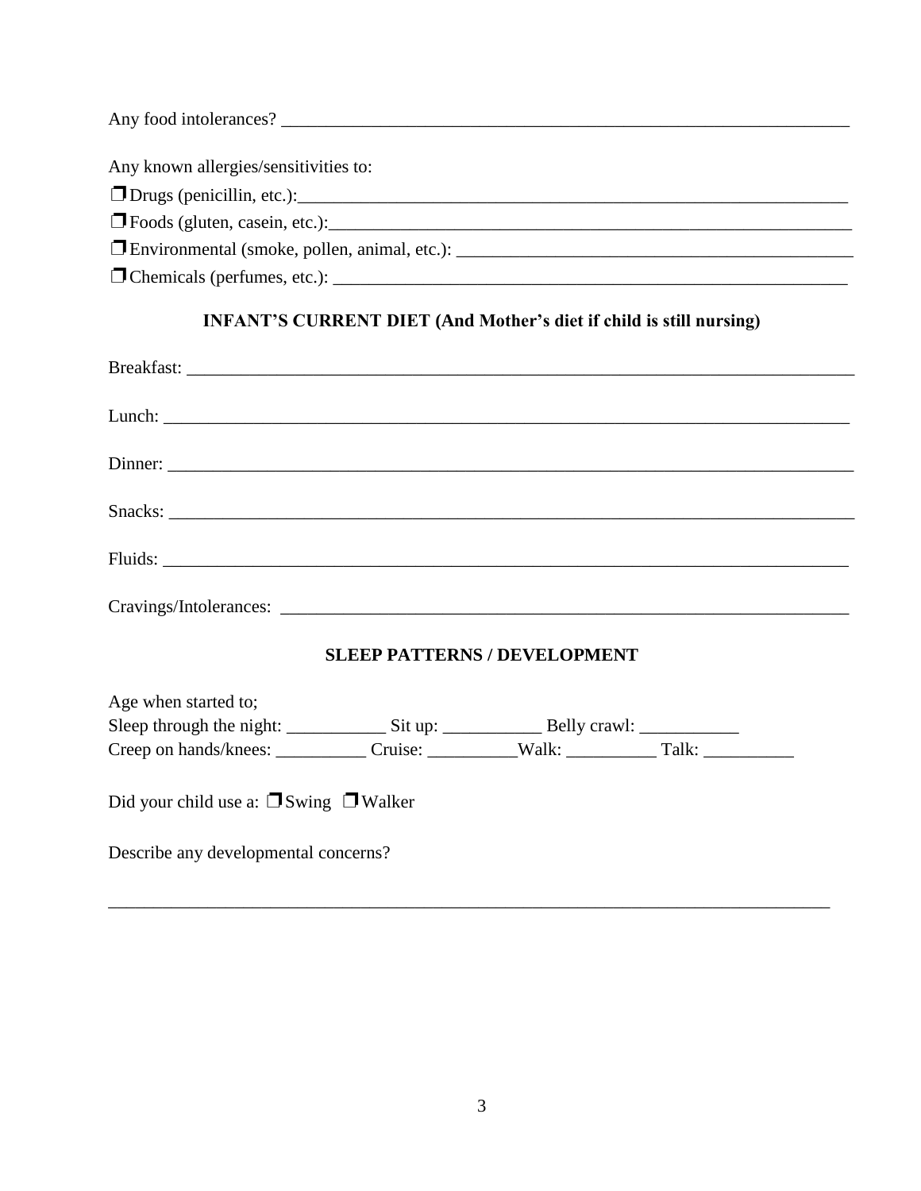Any food intolerances? ___________________________________________________________________

Any known allergies/sensitivities to:

❒ Drugs (penicillin, etc.):___________________________________________________________

❒ Foods (gluten, casein, etc.):_______________________________________________________

❒ Environmental (smoke, pollen, animal, etc.): ________________________________________

❒ Chemicals (perfumes, etc.): _______________________________________________________

## INFANT'S CURRENT DIET (And Mother's diet if child is still nursing)

Breakfast: _______________________________________________________________________

Lunch: __________________________________________________________________________

Dinner: _________________________________________________________________________

Snacks: _________________________________________________________________________

Fluids: __________________________________________________________________________

Cravings/Intolerances: _____________________________________________________________

## SLEEP PATTERNS / DEVELOPMENT

Age when started to;

Sleep through the night: ___________ Sit up: ___________ Belly crawl: ___________

Creep on hands/knees: __________ Cruise: __________Walk: __________ Talk: __________

Did your child use a: ❒ Swing ❒ Walker

Describe any developmental concerns?

_________________________________________________________________________________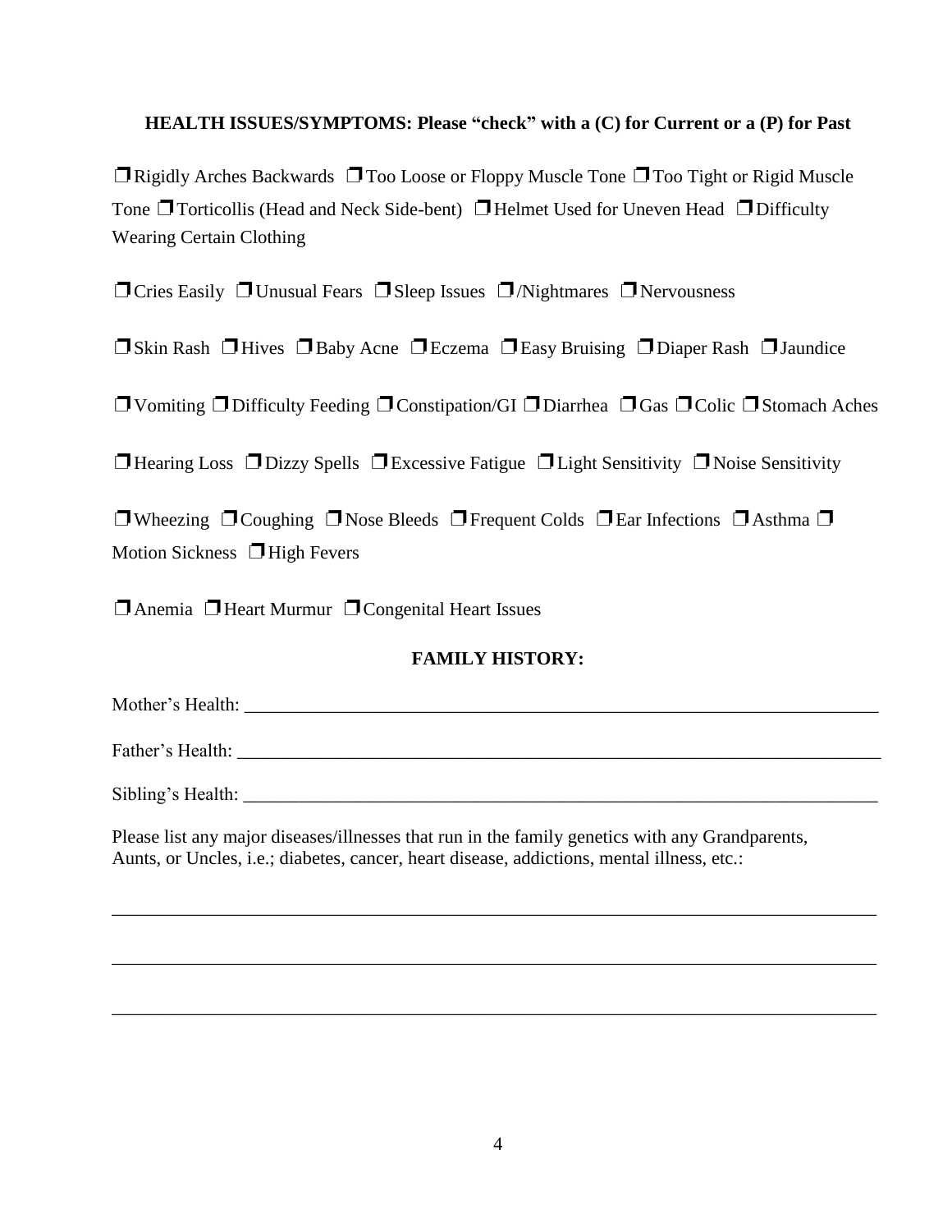**HEALTH ISSUES/SYMPTOMS: Please "check" with a (C) for Current or a (P) for Past**

❒ Rigidly Arches Backwards ❒ Too Loose or Floppy Muscle Tone ❒ Too Tight or Rigid Muscle Tone ❒ Torticollis (Head and Neck Side-bent) ❒ Helmet Used for Uneven Head ❒ Difficulty Wearing Certain Clothing

❒ Cries Easily ❒ Unusual Fears ❒ Sleep Issues ❒ /Nightmares ❒ Nervousness

❒ Skin Rash ❒ Hives ❒ Baby Acne ❒ Eczema ❒ Easy Bruising ❒ Diaper Rash ❒ Jaundice

❒ Vomiting ❒ Difficulty Feeding ❒ Constipation/GI ❒ Diarrhea ❒ Gas ❒ Colic ❒ Stomach Aches

❒ Hearing Loss ❒ Dizzy Spells ❒ Excessive Fatigue ❒ Light Sensitivity ❒ Noise Sensitivity

❒ Wheezing ❒ Coughing ❒ Nose Bleeds ❒ Frequent Colds ❒ Ear Infections ❒ Asthma ❒ Motion Sickness ❒ High Fevers

❒ Anemia ❒ Heart Murmur ❒ Congenital Heart Issues

**FAMILY HISTORY:**

Mother's Health: ______________________________________________________________________

Father's Health: ______________________________________________________________________

Sibling's Health: ______________________________________________________________________

Please list any major diseases/illnesses that run in the family genetics with any Grandparents, Aunts, or Uncles, i.e.; diabetes, cancer, heart disease, addictions, mental illness, etc.:

______________________________________________________________________________

______________________________________________________________________________

______________________________________________________________________________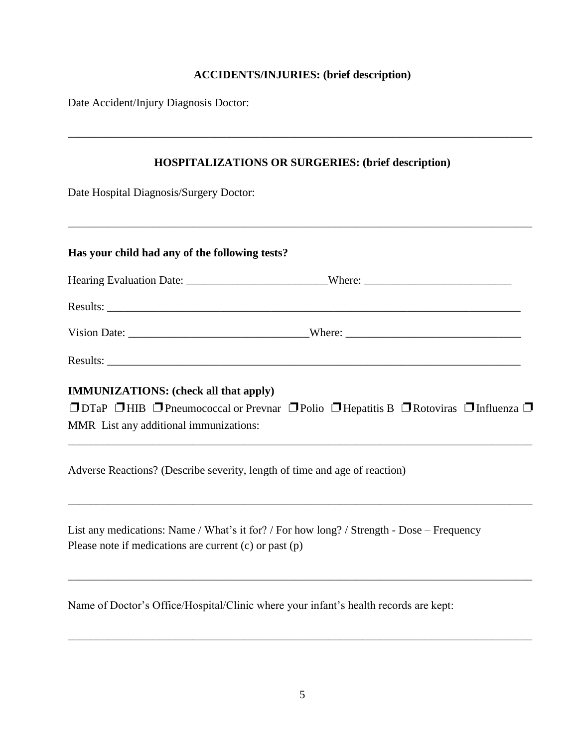**ACCIDENTS/INJURIES: (brief description)**

Date Accident/Injury Diagnosis Doctor:

________________________________________________________________________________

**HOSPITALIZATIONS OR SURGERIES: (brief description)**

Date Hospital Diagnosis/Surgery Doctor:

________________________________________________________________________________

**Has your child had any of the following tests?**

Hearing Evaluation Date: ________________________ Where: _________________________

Results: ______________________________________________________________________

Vision Date: ______________________________ Where: ______________________________

Results: ______________________________________________________________________

**IMMUNIZATIONS: (check all that apply)**

❒ DTaP ❒ HIB ❒ Pneumococcal or Prevnar ❒ Polio ❒ Hepatitis B ❒ Rotoviras ❒ Influenza ❒ MMR List any additional immunizations:

________________________________________________________________________________

Adverse Reactions? (Describe severity, length of time and age of reaction)

________________________________________________________________________________

List any medications: Name / What's it for? / For how long? / Strength - Dose – Frequency
Please note if medications are current (c) or past (p)

________________________________________________________________________________

Name of Doctor's Office/Hospital/Clinic where your infant's health records are kept:

________________________________________________________________________________